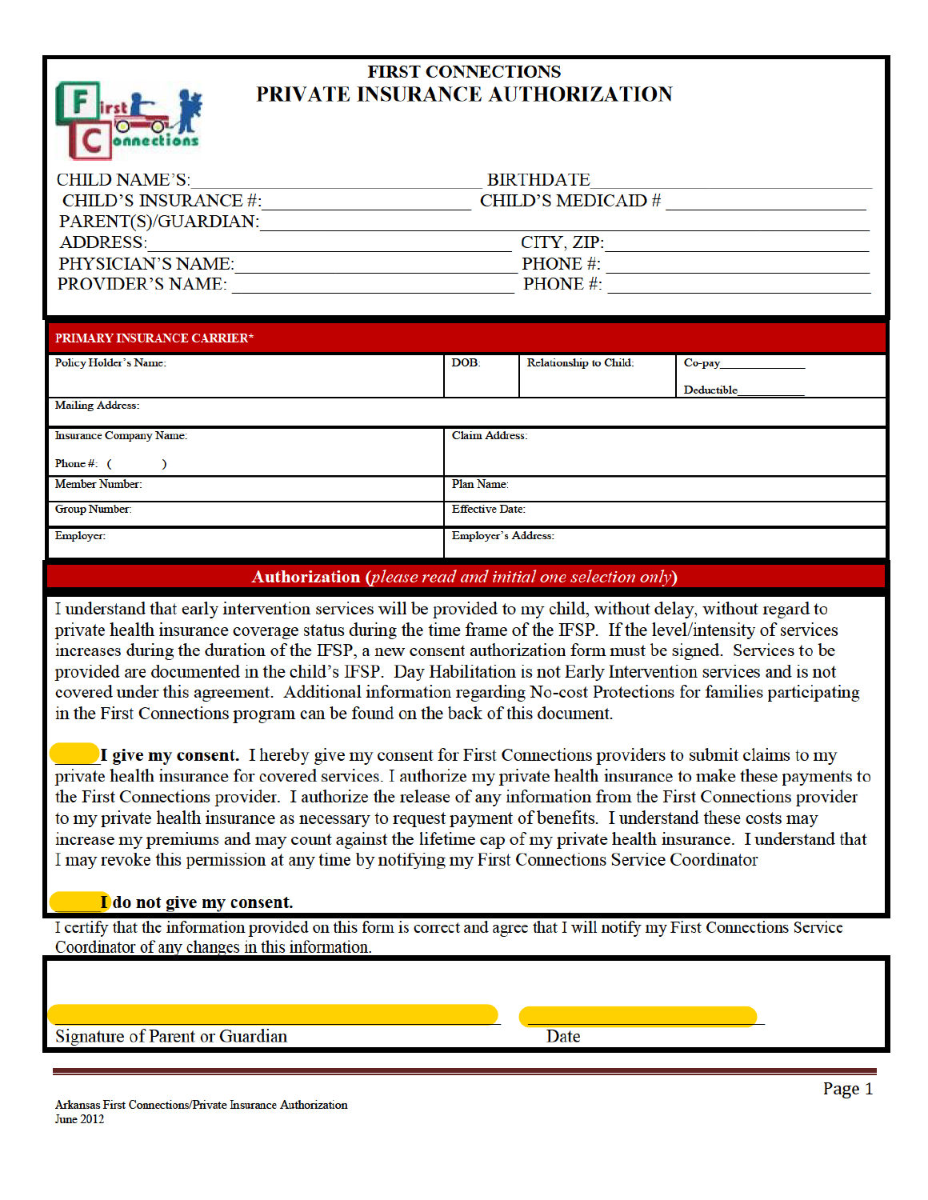# FIRST CONNECTIONS

## PRIVATE INSURANCE AUTHORIZATION

CHILD NAME'S: ______________________ BIRTHDATE ______________________

CHILD'S INSURANCE #: ______________________ CHILD'S MEDICAID # ______________________

PARENT(S)/GUARDIAN: ______________________

ADDRESS: ______________________ CITY, ZIP: ______________________

PHYSICIAN'S NAME: ______________________ PHONE #: ______________________

PROVIDER'S NAME: ______________________ PHONE #: ______________________

**PRIMARY INSURANCE CARRIER***

| Policy Holder's Name: | DOB: | Relationship to Child: | Co-pay________ Deductible________ |
|---|---|---|---|
| Mailing Address: | | | |

| Insurance Company Name: Phone #: ( ) | Claim Address: |
|---|---|
| Member Number: | Plan Name: |
| Group Number: | Effective Date: |
| Employer: | Employer's Address: |

**Authorization** (*please read and initial one selection only*)

I understand that early intervention services will be provided to my child, without delay, without regard to private health insurance coverage status during the time frame of the IFSP. If the level/intensity of services increases during the duration of the IFSP, a new consent authorization form must be signed. Services to be provided are documented in the child's IFSP. Day Habilitation is not Early Intervention services and is not covered under this agreement. Additional information regarding No-cost Protections for families participating in the First Connections program can be found on the back of this document.

_____ **I give my consent.** I hereby give my consent for First Connections providers to submit claims to my private health insurance for covered services. I authorize my private health insurance to make these payments to the First Connections provider. I authorize the release of any information from the First Connections provider to my private health insurance as necessary to request payment of benefits. I understand these costs may increase my premiums and may count against the lifetime cap of my private health insurance. I understand that I may revoke this permission at any time by notifying my First Connections Service Coordinator

_____ **I do not give my consent.**

I certify that the information provided on this form is correct and agree that I will notify my First Connections Service Coordinator of any changes in this information.

______________________________ ______________________

Signature of Parent or Guardian Date

Arkansas First Connections/Private Insurance Authorization
June 2012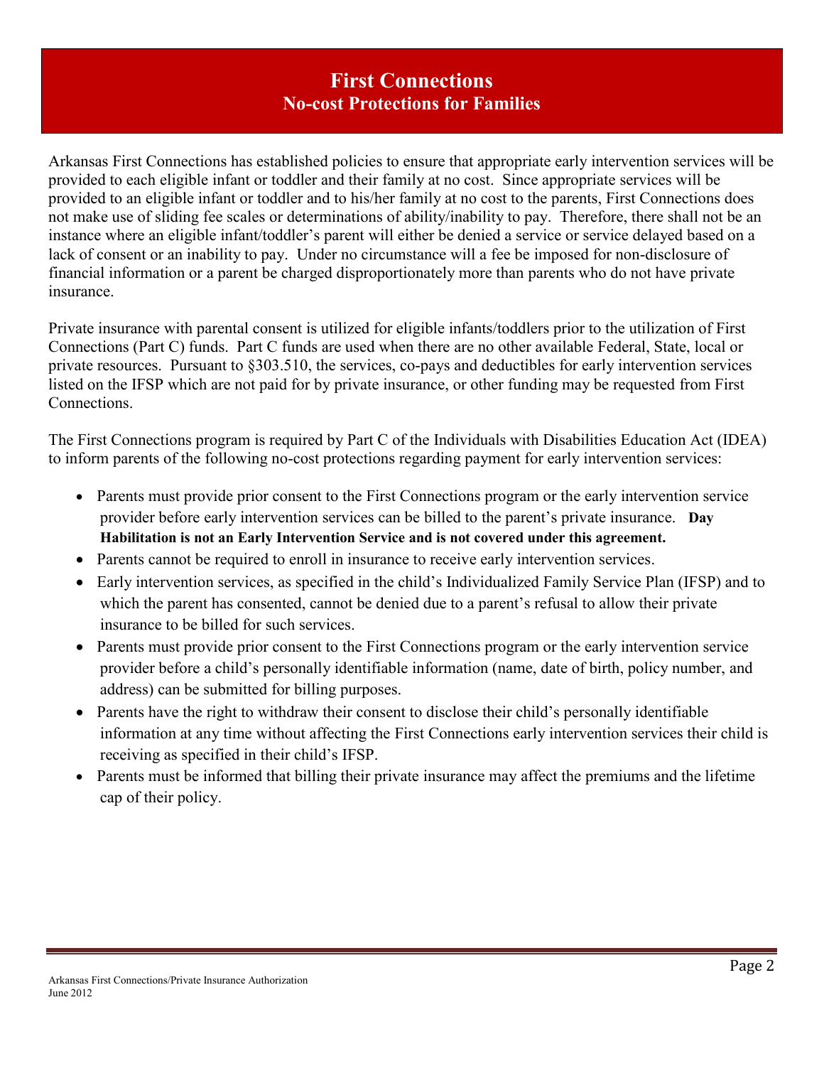# First Connections
## No-cost Protections for Families

Arkansas First Connections has established policies to ensure that appropriate early intervention services will be provided to each eligible infant or toddler and their family at no cost. Since appropriate services will be provided to an eligible infant or toddler and to his/her family at no cost to the parents, First Connections does not make use of sliding fee scales or determinations of ability/inability to pay. Therefore, there shall not be an instance where an eligible infant/toddler's parent will either be denied a service or service delayed based on a lack of consent or an inability to pay. Under no circumstance will a fee be imposed for non-disclosure of financial information or a parent be charged disproportionately more than parents who do not have private insurance.

Private insurance with parental consent is utilized for eligible infants/toddlers prior to the utilization of First Connections (Part C) funds. Part C funds are used when there are no other available Federal, State, local or private resources. Pursuant to §303.510, the services, co-pays and deductibles for early intervention services listed on the IFSP which are not paid for by private insurance, or other funding may be requested from First Connections.

The First Connections program is required by Part C of the Individuals with Disabilities Education Act (IDEA) to inform parents of the following no-cost protections regarding payment for early intervention services:

- Parents must provide prior consent to the First Connections program or the early intervention service provider before early intervention services can be billed to the parent's private insurance. **Day Habilitation is not an Early Intervention Service and is not covered under this agreement.**
- Parents cannot be required to enroll in insurance to receive early intervention services.
- Early intervention services, as specified in the child's Individualized Family Service Plan (IFSP) and to which the parent has consented, cannot be denied due to a parent's refusal to allow their private insurance to be billed for such services.
- Parents must provide prior consent to the First Connections program or the early intervention service provider before a child's personally identifiable information (name, date of birth, policy number, and address) can be submitted for billing purposes.
- Parents have the right to withdraw their consent to disclose their child's personally identifiable information at any time without affecting the First Connections early intervention services their child is receiving as specified in their child's IFSP.
- Parents must be informed that billing their private insurance may affect the premiums and the lifetime cap of their policy.